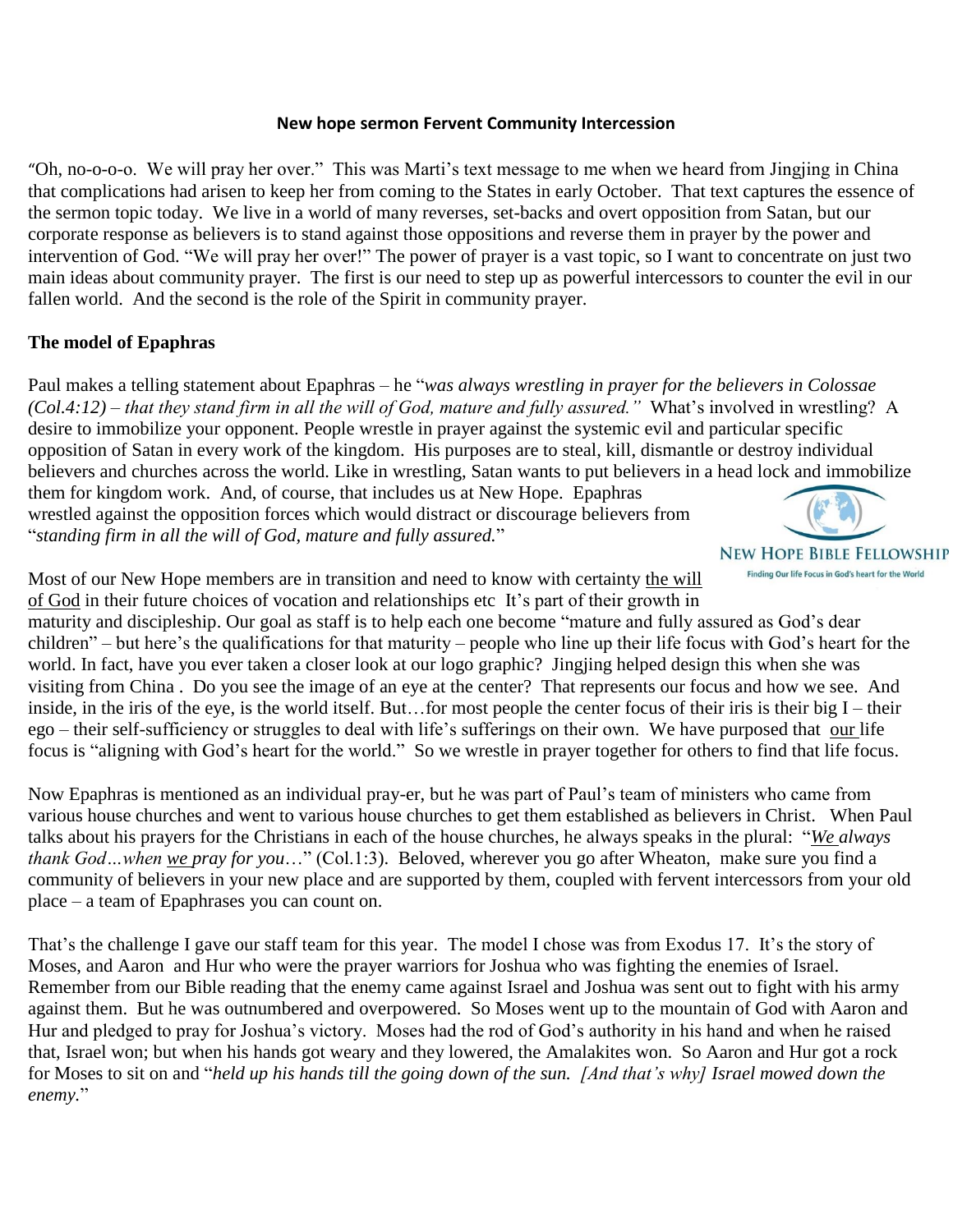**New hope sermon Fervent Community Intercession**

"Oh, no-o-o-o. We will pray her over." This was Marti's text message to me when we heard from Jingjing in China that complications had arisen to keep her from coming to the States in early October. That text captures the essence of the sermon topic today. We live in a world of many reverses, set-backs and overt opposition from Satan, but our corporate response as believers is to stand against those oppositions and reverse them in prayer by the power and intervention of God. "We will pray her over!" The power of prayer is a vast topic, so I want to concentrate on just two main ideas about community prayer. The first is our need to step up as powerful intercessors to counter the evil in our fallen world. And the second is the role of the Spirit in community prayer.

**The model of Epaphras**

Paul makes a telling statement about Epaphras – he "*was always wrestling in prayer for the believers in Colossae (Col.4:12) – that they stand firm in all the will of God, mature and fully assured."* What's involved in wrestling? A desire to immobilize your opponent. People wrestle in prayer against the systemic evil and particular specific opposition of Satan in every work of the kingdom. His purposes are to steal, kill, dismantle or destroy individual believers and churches across the world. Like in wrestling, Satan wants to put believers in a head lock and immobilize them for kingdom work. And, of course, that includes us at New Hope. Epaphras wrestled against the opposition forces which would distract or discourage believers from "*standing firm in all the will of God, mature and fully assured.*"

NEW HOPE BIBLE FELLOWSHIP
Finding Our life Focus in God's heart for the World

Most of our New Hope members are in transition and need to know with certainty <u>the will of God</u> in their future choices of vocation and relationships etc It's part of their growth in maturity and discipleship. Our goal as staff is to help each one become "mature and fully assured as God's dear children" – but here's the qualifications for that maturity – people who line up their life focus with God's heart for the world. In fact, have you ever taken a closer look at our logo graphic? Jingjing helped design this when she was visiting from China . Do you see the image of an eye at the center? That represents our focus and how we see. And inside, in the iris of the eye, is the world itself. But…for most people the center focus of their iris is their big I – their ego – their self-sufficiency or struggles to deal with life's sufferings on their own. We have purposed that <u>our</u> life focus is "aligning with God's heart for the world." So we wrestle in prayer together for others to find that life focus.

Now Epaphras is mentioned as an individual pray-er, but he was part of Paul's team of ministers who came from various house churches and went to various house churches to get them established as believers in Christ. When Paul talks about his prayers for the Christians in each of the house churches, he always speaks in the plural: "*<u>We</u> always thank God…when <u>we</u> pray for you*…" (Col.1:3). Beloved, wherever you go after Wheaton, make sure you find a community of believers in your new place and are supported by them, coupled with fervent intercessors from your old place – a team of Epaphrases you can count on.

That's the challenge I gave our staff team for this year. The model I chose was from Exodus 17. It's the story of Moses, and Aaron and Hur who were the prayer warriors for Joshua who was fighting the enemies of Israel. Remember from our Bible reading that the enemy came against Israel and Joshua was sent out to fight with his army against them. But he was outnumbered and overpowered. So Moses went up to the mountain of God with Aaron and Hur and pledged to pray for Joshua's victory. Moses had the rod of God's authority in his hand and when he raised that, Israel won; but when his hands got weary and they lowered, the Amalakites won. So Aaron and Hur got a rock for Moses to sit on and "*held up his hands till the going down of the sun. [And that's why] Israel mowed down the enemy.*"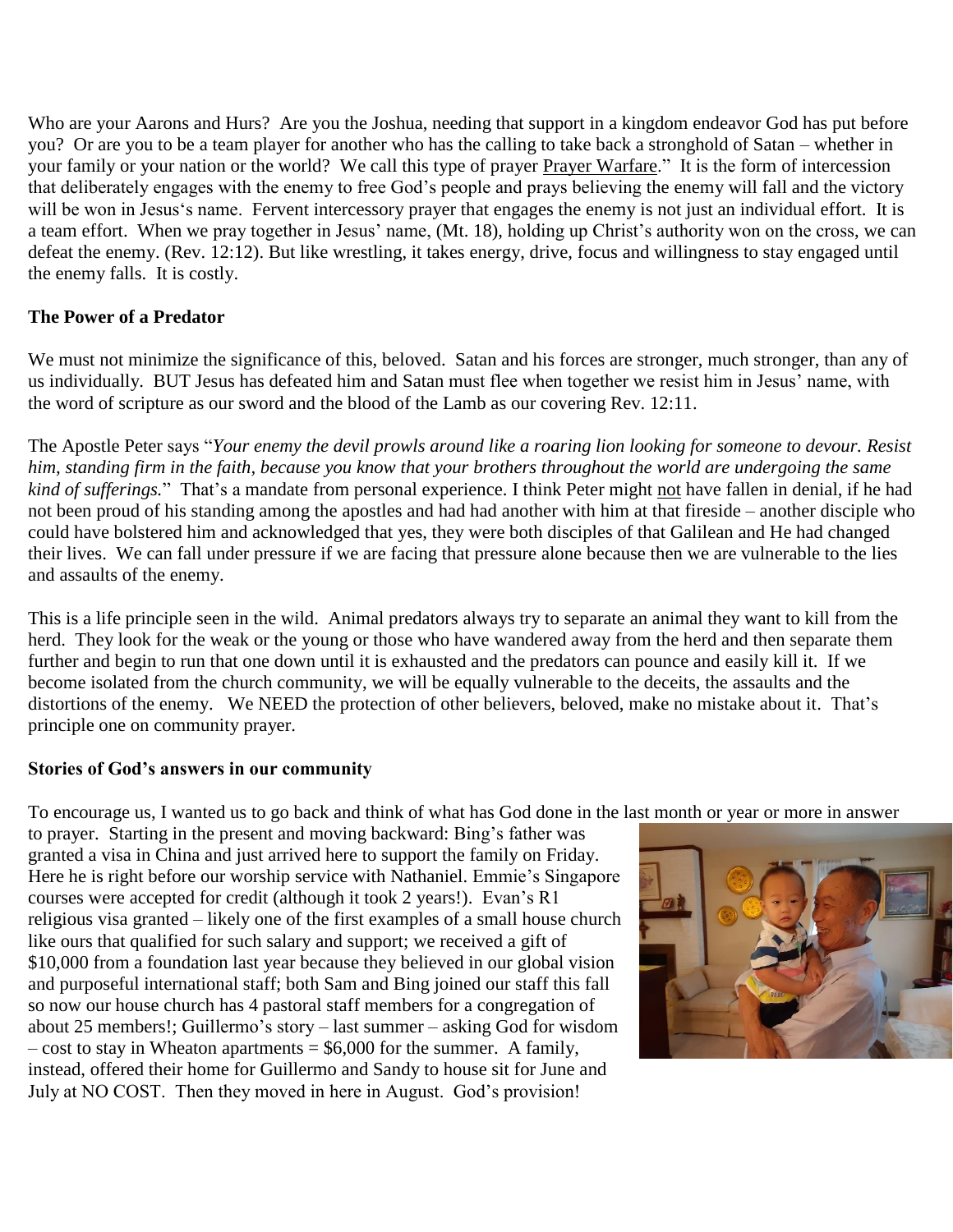Who are your Aarons and Hurs? Are you the Joshua, needing that support in a kingdom endeavor God has put before you? Or are you to be a team player for another who has the calling to take back a stronghold of Satan – whether in your family or your nation or the world? We call this type of prayer Prayer Warfare." It is the form of intercession that deliberately engages with the enemy to free God's people and prays believing the enemy will fall and the victory will be won in Jesus's name. Fervent intercessory prayer that engages the enemy is not just an individual effort. It is a team effort. When we pray together in Jesus' name, (Mt. 18), holding up Christ's authority won on the cross, we can defeat the enemy. (Rev. 12:12). But like wrestling, it takes energy, drive, focus and willingness to stay engaged until the enemy falls. It is costly.

**The Power of a Predator**

We must not minimize the significance of this, beloved. Satan and his forces are stronger, much stronger, than any of us individually. BUT Jesus has defeated him and Satan must flee when together we resist him in Jesus' name, with the word of scripture as our sword and the blood of the Lamb as our covering Rev. 12:11.

The Apostle Peter says "*Your enemy the devil prowls around like a roaring lion looking for someone to devour. Resist him, standing firm in the faith, because you know that your brothers throughout the world are undergoing the same kind of sufferings.*" That's a mandate from personal experience. I think Peter might not have fallen in denial, if he had not been proud of his standing among the apostles and had had another with him at that fireside – another disciple who could have bolstered him and acknowledged that yes, they were both disciples of that Galilean and He had changed their lives. We can fall under pressure if we are facing that pressure alone because then we are vulnerable to the lies and assaults of the enemy.

This is a life principle seen in the wild. Animal predators always try to separate an animal they want to kill from the herd. They look for the weak or the young or those who have wandered away from the herd and then separate them further and begin to run that one down until it is exhausted and the predators can pounce and easily kill it. If we become isolated from the church community, we will be equally vulnerable to the deceits, the assaults and the distortions of the enemy. We NEED the protection of other believers, beloved, make no mistake about it. That's principle one on community prayer.

**Stories of God's answers in our community**

To encourage us, I wanted us to go back and think of what has God done in the last month or year or more in answer to prayer. Starting in the present and moving backward: Bing's father was granted a visa in China and just arrived here to support the family on Friday. Here he is right before our worship service with Nathaniel. Emmie's Singapore courses were accepted for credit (although it took 2 years!). Evan's R1 religious visa granted – likely one of the first examples of a small house church like ours that qualified for such salary and support; we received a gift of $10,000 from a foundation last year because they believed in our global vision and purposeful international staff; both Sam and Bing joined our staff this fall so now our house church has 4 pastoral staff members for a congregation of about 25 members!; Guillermo's story – last summer – asking God for wisdom – cost to stay in Wheaton apartments = $6,000 for the summer. A family, instead, offered their home for Guillermo and Sandy to house sit for June and July at NO COST. Then they moved in here in August. God's provision!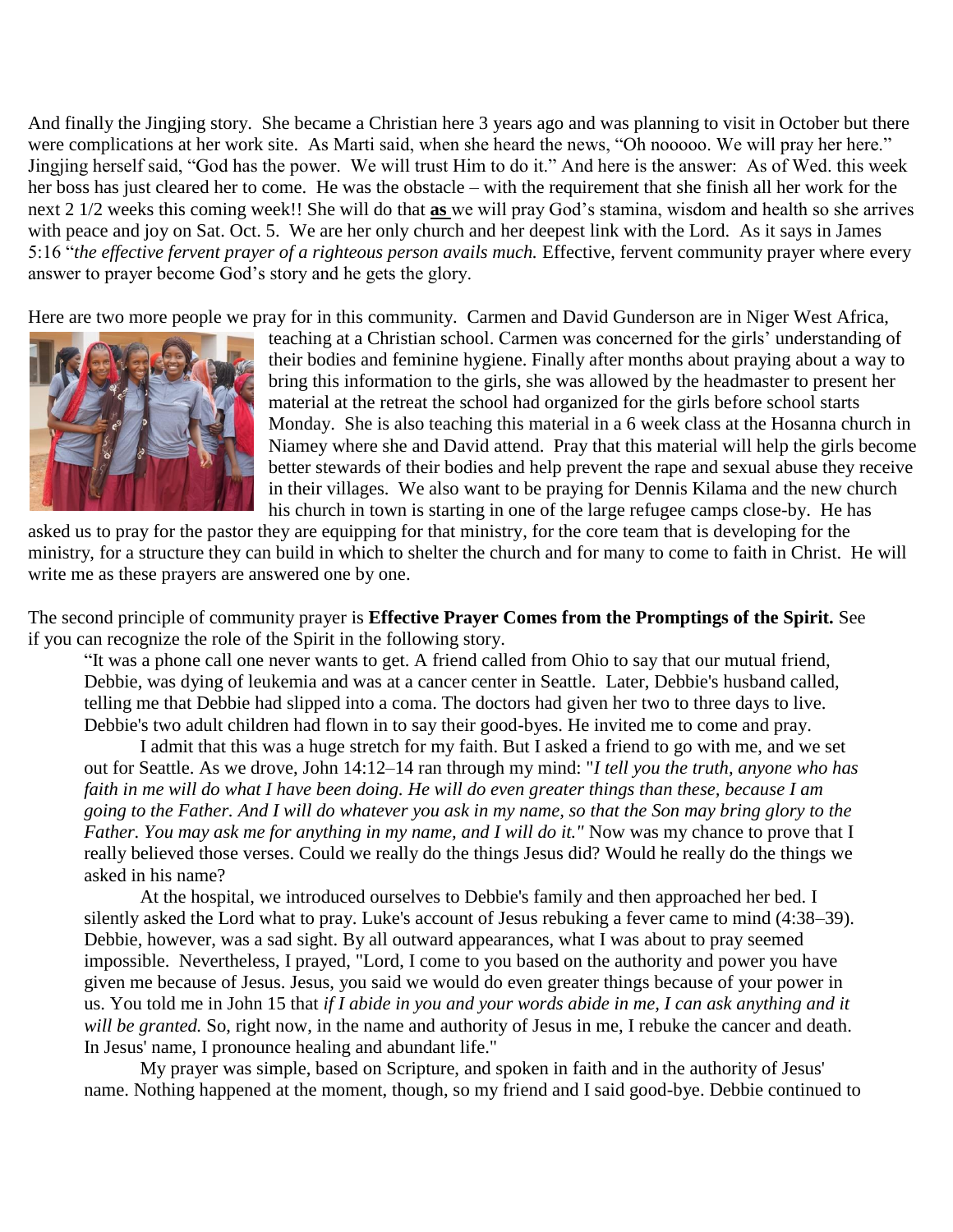And finally the Jingjing story. She became a Christian here 3 years ago and was planning to visit in October but there were complications at her work site. As Marti said, when she heard the news, "Oh nooooo. We will pray her here." Jingjing herself said, "God has the power. We will trust Him to do it." And here is the answer: As of Wed. this week her boss has just cleared her to come. He was the obstacle – with the requirement that she finish all her work for the next 2 1/2 weeks this coming week!! She will do that **as** we will pray God's stamina, wisdom and health so she arrives with peace and joy on Sat. Oct. 5. We are her only church and her deepest link with the Lord. As it says in James 5:16 "*the effective fervent prayer of a righteous person avails much.* Effective, fervent community prayer where every answer to prayer become God's story and he gets the glory.

Here are two more people we pray for in this community. Carmen and David Gunderson are in Niger West Africa, teaching at a Christian school. Carmen was concerned for the girls' understanding of their bodies and feminine hygiene. Finally after months about praying about a way to bring this information to the girls, she was allowed by the headmaster to present her material at the retreat the school had organized for the girls before school starts Monday. She is also teaching this material in a 6 week class at the Hosanna church in Niamey where she and David attend. Pray that this material will help the girls become better stewards of their bodies and help prevent the rape and sexual abuse they receive in their villages. We also want to be praying for Dennis Kilama and the new church his church in town is starting in one of the large refugee camps close-by. He has asked us to pray for the pastor they are equipping for that ministry, for the core team that is developing for the ministry, for a structure they can build in which to shelter the church and for many to come to faith in Christ. He will write me as these prayers are answered one by one.

The second principle of community prayer is **Effective Prayer Comes from the Promptings of the Spirit.** See if you can recognize the role of the Spirit in the following story.

> "It was a phone call one never wants to get. A friend called from Ohio to say that our mutual friend, Debbie, was dying of leukemia and was at a cancer center in Seattle. Later, Debbie's husband called, telling me that Debbie had slipped into a coma. The doctors had given her two to three days to live. Debbie's two adult children had flown in to say their good-byes. He invited me to come and pray.
>
> I admit that this was a huge stretch for my faith. But I asked a friend to go with me, and we set out for Seattle. As we drove, John 14:12–14 ran through my mind: "*I tell you the truth, anyone who has faith in me will do what I have been doing. He will do even greater things than these, because I am going to the Father. And I will do whatever you ask in my name, so that the Son may bring glory to the Father. You may ask me for anything in my name, and I will do it."* Now was my chance to prove that I really believed those verses. Could we really do the things Jesus did? Would he really do the things we asked in his name?
>
> At the hospital, we introduced ourselves to Debbie's family and then approached her bed. I silently asked the Lord what to pray. Luke's account of Jesus rebuking a fever came to mind (4:38–39). Debbie, however, was a sad sight. By all outward appearances, what I was about to pray seemed impossible. Nevertheless, I prayed, "Lord, I come to you based on the authority and power you have given me because of Jesus. Jesus, you said we would do even greater things because of your power in us. You told me in John 15 that *if I abide in you and your words abide in me, I can ask anything and it will be granted.* So, right now, in the name and authority of Jesus in me, I rebuke the cancer and death. In Jesus' name, I pronounce healing and abundant life."
>
> My prayer was simple, based on Scripture, and spoken in faith and in the authority of Jesus' name. Nothing happened at the moment, though, so my friend and I said good-bye. Debbie continued to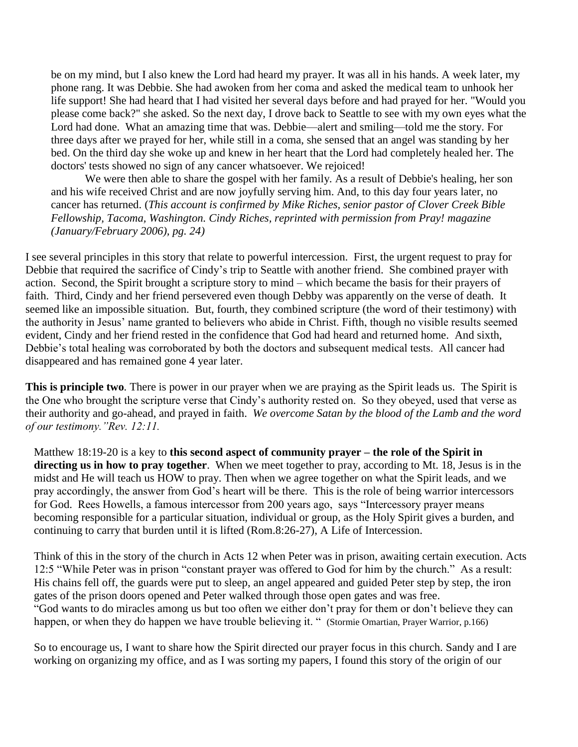be on my mind, but I also knew the Lord had heard my prayer. It was all in his hands. A week later, my phone rang. It was Debbie. She had awoken from her coma and asked the medical team to unhook her life support! She had heard that I had visited her several days before and had prayed for her. "Would you please come back?" she asked. So the next day, I drove back to Seattle to see with my own eyes what the Lord had done. What an amazing time that was. Debbie—alert and smiling—told me the story. For three days after we prayed for her, while still in a coma, she sensed that an angel was standing by her bed. On the third day she woke up and knew in her heart that the Lord had completely healed her. The doctors' tests showed no sign of any cancer whatsoever. We rejoiced!

We were then able to share the gospel with her family. As a result of Debbie's healing, her son and his wife received Christ and are now joyfully serving him. And, to this day four years later, no cancer has returned. (*This account is confirmed by Mike Riches, senior pastor of Clover Creek Bible Fellowship, Tacoma, Washington. Cindy Riches, reprinted with permission from Pray! magazine (January/February 2006), pg. 24)*

I see several principles in this story that relate to powerful intercession. First, the urgent request to pray for Debbie that required the sacrifice of Cindy's trip to Seattle with another friend. She combined prayer with action. Second, the Spirit brought a scripture story to mind – which became the basis for their prayers of faith. Third, Cindy and her friend persevered even though Debby was apparently on the verse of death. It seemed like an impossible situation. But, fourth, they combined scripture (the word of their testimony) with the authority in Jesus' name granted to believers who abide in Christ. Fifth, though no visible results seemed evident, Cindy and her friend rested in the confidence that God had heard and returned home. And sixth, Debbie's total healing was corroborated by both the doctors and subsequent medical tests. All cancer had disappeared and has remained gone 4 year later.

**This is principle two**. There is power in our prayer when we are praying as the Spirit leads us. The Spirit is the One who brought the scripture verse that Cindy's authority rested on. So they obeyed, used that verse as their authority and go-ahead, and prayed in faith. *We overcome Satan by the blood of the Lamb and the word of our testimony."Rev. 12:11.*

Matthew 18:19-20 is a key to **this second aspect of community prayer – the role of the Spirit in directing us in how to pray together**. When we meet together to pray, according to Mt. 18, Jesus is in the midst and He will teach us HOW to pray. Then when we agree together on what the Spirit leads, and we pray accordingly, the answer from God's heart will be there. This is the role of being warrior intercessors for God. Rees Howells, a famous intercessor from 200 years ago, says "Intercessory prayer means becoming responsible for a particular situation, individual or group, as the Holy Spirit gives a burden, and continuing to carry that burden until it is lifted (Rom.8:26-27), A Life of Intercession.

Think of this in the story of the church in Acts 12 when Peter was in prison, awaiting certain execution. Acts 12:5 "While Peter was in prison "constant prayer was offered to God for him by the church." As a result: His chains fell off, the guards were put to sleep, an angel appeared and guided Peter step by step, the iron gates of the prison doors opened and Peter walked through those open gates and was free.
"God wants to do miracles among us but too often we either don't pray for them or don't believe they can happen, or when they do happen we have trouble believing it. " (Stormie Omartian, Prayer Warrior, p.166)

So to encourage us, I want to share how the Spirit directed our prayer focus in this church. Sandy and I are working on organizing my office, and as I was sorting my papers, I found this story of the origin of our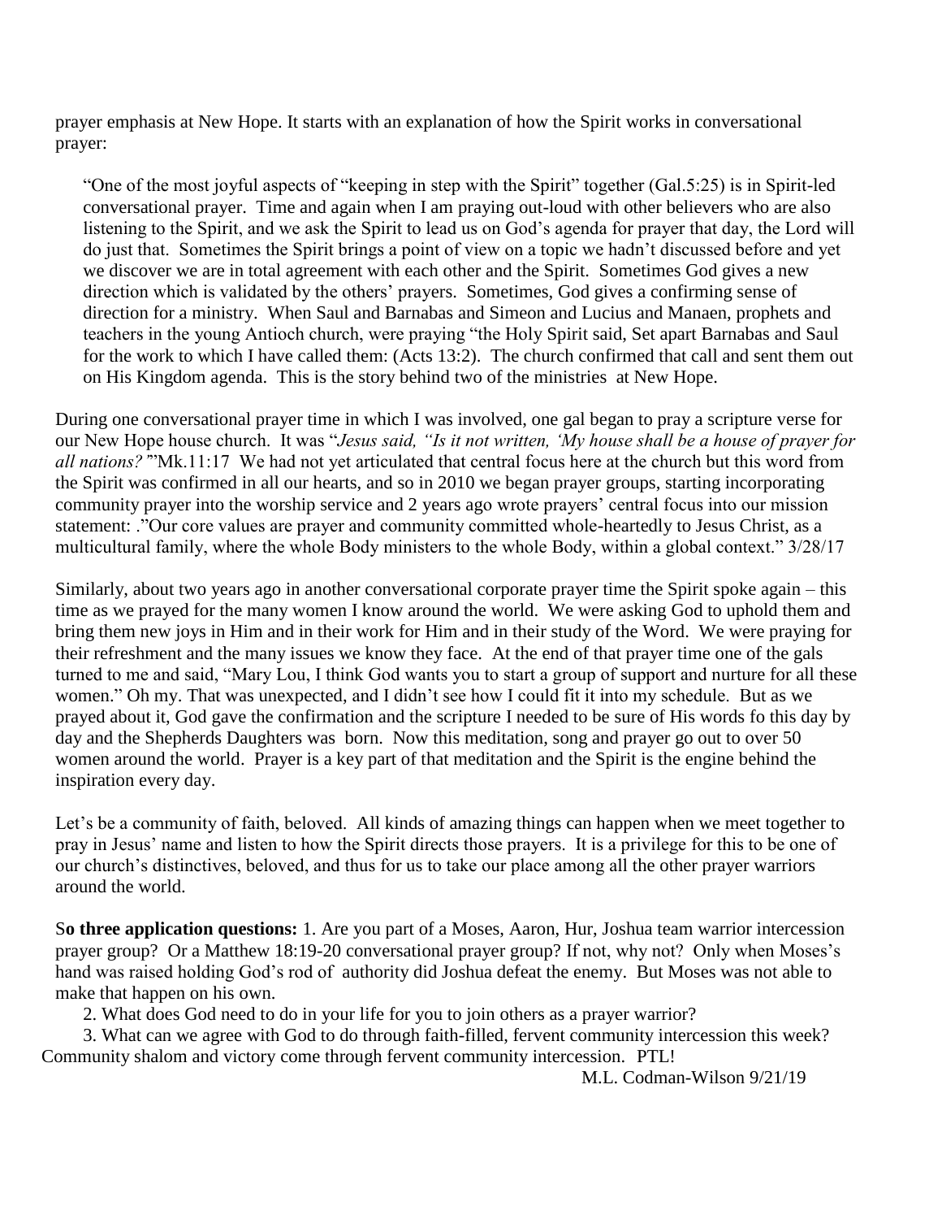prayer emphasis at New Hope. It starts with an explanation of how the Spirit works in conversational prayer:

> "One of the most joyful aspects of "keeping in step with the Spirit" together (Gal.5:25) is in Spirit-led conversational prayer. Time and again when I am praying out-loud with other believers who are also listening to the Spirit, and we ask the Spirit to lead us on God's agenda for prayer that day, the Lord will do just that. Sometimes the Spirit brings a point of view on a topic we hadn't discussed before and yet we discover we are in total agreement with each other and the Spirit. Sometimes God gives a new direction which is validated by the others' prayers. Sometimes, God gives a confirming sense of direction for a ministry. When Saul and Barnabas and Simeon and Lucius and Manaen, prophets and teachers in the young Antioch church, were praying "the Holy Spirit said, Set apart Barnabas and Saul for the work to which I have called them: (Acts 13:2). The church confirmed that call and sent them out on His Kingdom agenda. This is the story behind two of the ministries at New Hope.

During one conversational prayer time in which I was involved, one gal began to pray a scripture verse for our New Hope house church. It was "*Jesus said, "Is it not written, 'My house shall be a house of prayer for all nations?"* "Mk.11:17 We had not yet articulated that central focus here at the church but this word from the Spirit was confirmed in all our hearts, and so in 2010 we began prayer groups, starting incorporating community prayer into the worship service and 2 years ago wrote prayers' central focus into our mission statement: ."Our core values are prayer and community committed whole-heartedly to Jesus Christ, as a multicultural family, where the whole Body ministers to the whole Body, within a global context." 3/28/17

Similarly, about two years ago in another conversational corporate prayer time the Spirit spoke again – this time as we prayed for the many women I know around the world. We were asking God to uphold them and bring them new joys in Him and in their work for Him and in their study of the Word. We were praying for their refreshment and the many issues we know they face. At the end of that prayer time one of the gals turned to me and said, "Mary Lou, I think God wants you to start a group of support and nurture for all these women." Oh my. That was unexpected, and I didn't see how I could fit it into my schedule. But as we prayed about it, God gave the confirmation and the scripture I needed to be sure of His words fo this day by day and the Shepherds Daughters was born. Now this meditation, song and prayer go out to over 50 women around the world. Prayer is a key part of that meditation and the Spirit is the engine behind the inspiration every day.

Let's be a community of faith, beloved. All kinds of amazing things can happen when we meet together to pray in Jesus' name and listen to how the Spirit directs those prayers. It is a privilege for this to be one of our church's distinctives, beloved, and thus for us to take our place among all the other prayer warriors around the world.

S**o three application questions:** 1. Are you part of a Moses, Aaron, Hur, Joshua team warrior intercession prayer group? Or a Matthew 18:19-20 conversational prayer group? If not, why not? Only when Moses's hand was raised holding God's rod of authority did Joshua defeat the enemy. But Moses was not able to make that happen on his own.

2. What does God need to do in your life for you to join others as a prayer warrior?

3. What can we agree with God to do through faith-filled, fervent community intercession this week? Community shalom and victory come through fervent community intercession. PTL!

M.L. Codman-Wilson 9/21/19